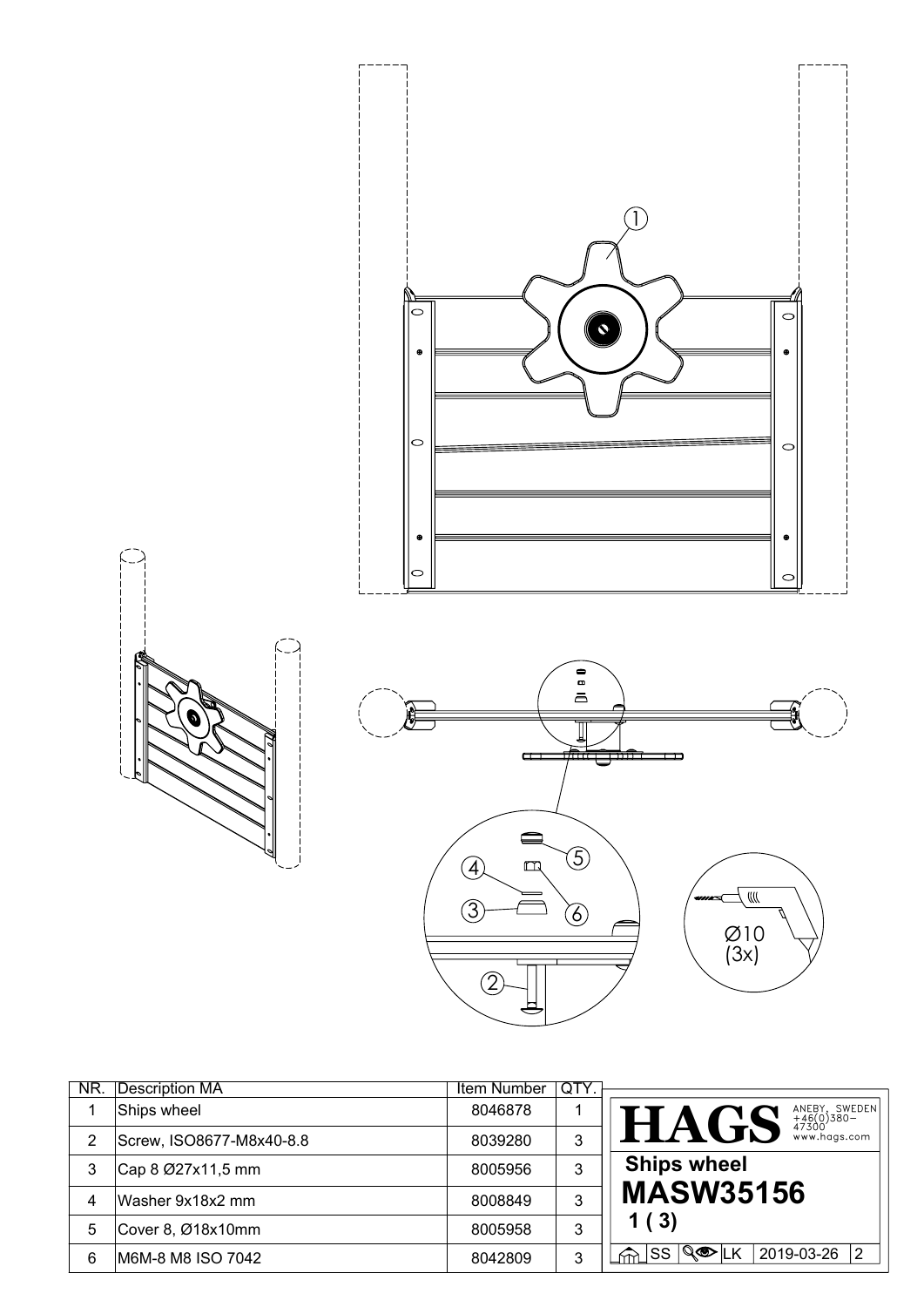| NR. | Description MA | Item Number | QTY. |
|---|---|---|---|
| 1 | Ships wheel | 8046878 | 1 |
| 2 | Screw, ISO8677-M8x40-8.8 | 8039280 | 3 |
| 3 | Cap 8 Ø27x11,5 mm | 8005956 | 3 |
| 4 | Washer 9x18x2 mm | 8008849 | 3 |
| 5 | Cover 8, Ø18x10mm | 8005958 | 3 |
| 6 | M6M-8 M8 ISO 7042 | 8042809 | 3 |

Ø10 (3x)

**HAGS** ANEBY, SWEDEN +46(0)380-47300 www.hags.com

**Ships wheel**

**MASW35156**

**1 ( 3)**

SS | LK | 2019-03-26 | 2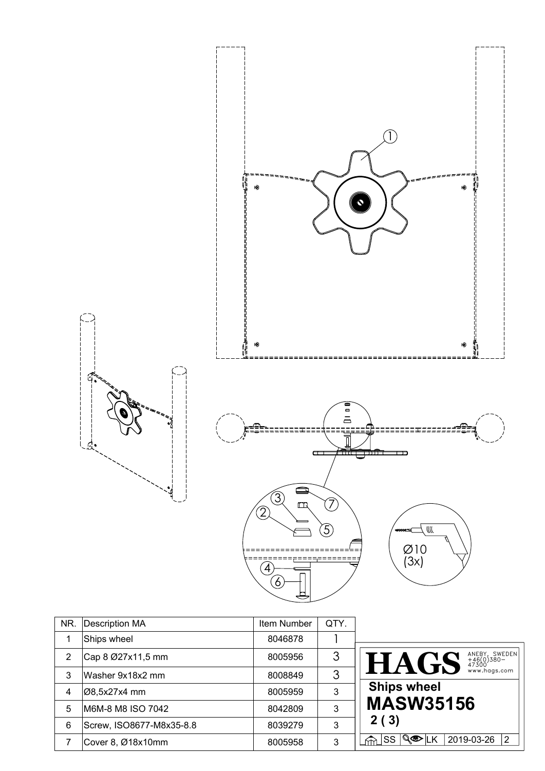| NR. | Description MA | Item Number | QTY. |
|---|---|---|---|
| 1 | Ships wheel | 8046878 | 1 |
| 2 | Cap 8 Ø27x11,5 mm | 8005956 | 3 |
| 3 | Washer 9x18x2 mm | 8008849 | 3 |
| 4 | Ø8,5x27x4 mm | 8005959 | 3 |
| 5 | M6M-8 M8 ISO 7042 | 8042809 | 3 |
| 6 | Screw, ISO8677-M8x35-8.8 | 8039279 | 3 |
| 7 | Cover 8, Ø18x10mm | 8005958 | 3 |

Ø10
(3x)

**HAGS** ANEBY, SWEDEN +46(0)380-47300 www.hags.com

**Ships wheel**

**MASW35156**

**2 ( 3)**

SS | LK | 2019-03-26 | 2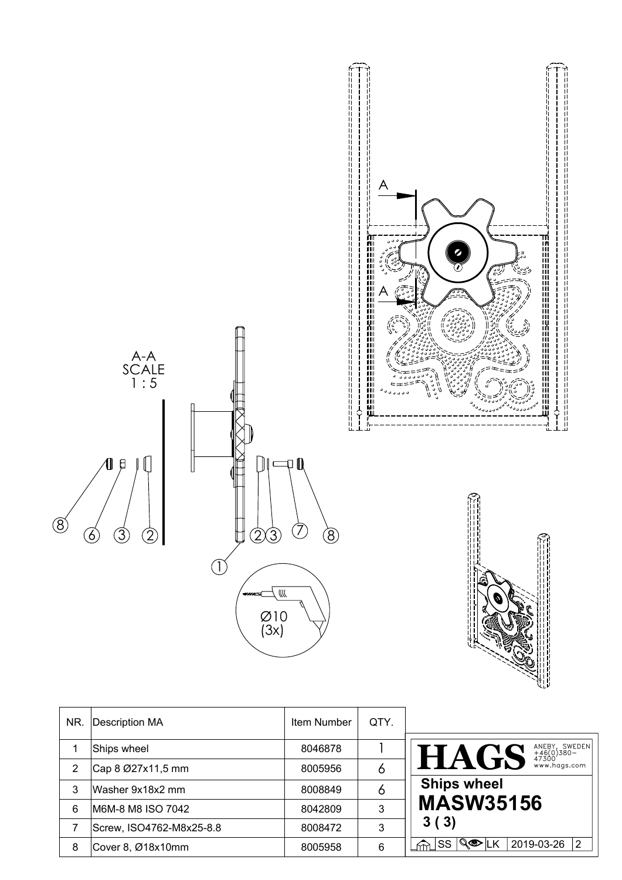A-A
SCALE
1 : 5

A

A

Ø10
(3x)

| NR. | Description MA | Item Number | QTY. |
|---|---|---|---|
| 1 | Ships wheel | 8046878 | 1 |
| 2 | Cap 8 Ø27x11,5 mm | 8005956 | 6 |
| 3 | Washer 9x18x2 mm | 8008849 | 6 |
| 6 | M6M-8 M8 ISO 7042 | 8042809 | 3 |
| 7 | Screw, ISO4762-M8x25-8.8 | 8008472 | 3 |
| 8 | Cover 8, Ø18x10mm | 8005958 | 6 |

**HAGS** ANEBY, SWEDEN +46(0)380-47300 www.hags.com

**Ships wheel**

**MASW35156**

**3 ( 3)**

SS | LK | 2019-03-26 | 2